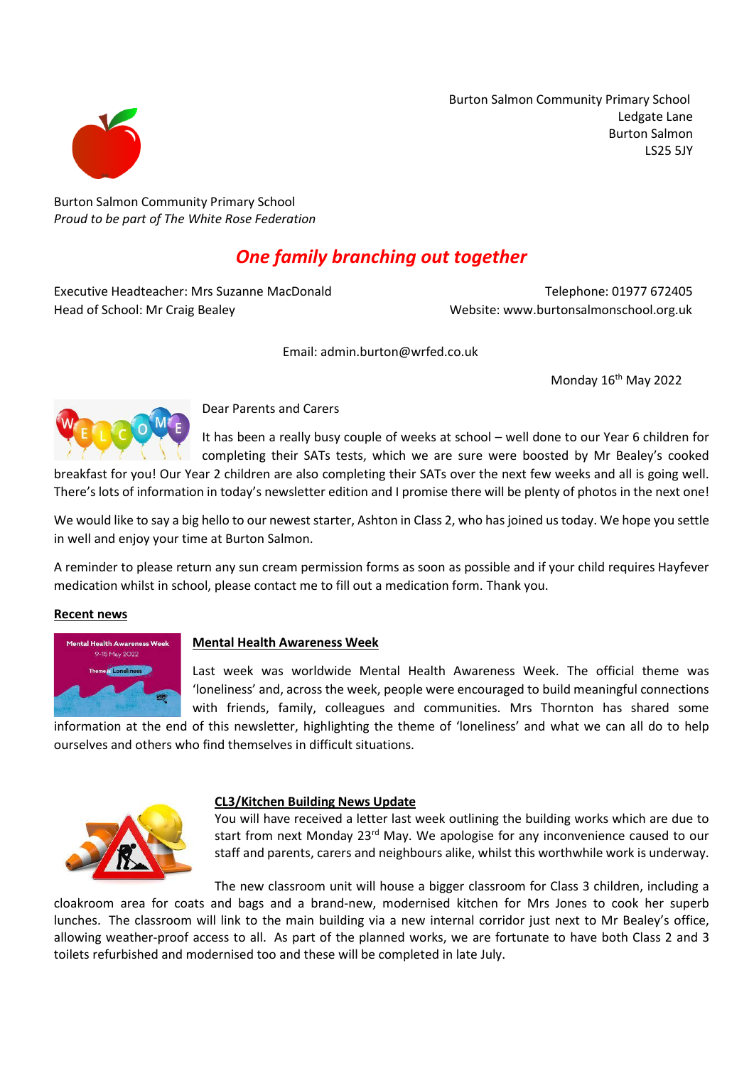Burton Salmon Community Primary School
Ledgate Lane
Burton Salmon
LS25 5JY

Burton Salmon Community Primary School
*Proud to be part of The White Rose Federation*

# *One family branching out together*

Executive Headteacher: Mrs Suzanne MacDonald
Head of School: Mr Craig Bealey

Telephone: 01977 672405
Website: www.burtonsalmonschool.org.uk

Email: admin.burton@wrfed.co.uk

Monday 16th May 2022

Dear Parents and Carers

It has been a really busy couple of weeks at school – well done to our Year 6 children for completing their SATs tests, which we are sure were boosted by Mr Bealey's cooked breakfast for you! Our Year 2 children are also completing their SATs over the next few weeks and all is going well. There's lots of information in today's newsletter edition and I promise there will be plenty of photos in the next one!

We would like to say a big hello to our newest starter, Ashton in Class 2, who has joined us today. We hope you settle in well and enjoy your time at Burton Salmon.

A reminder to please return any sun cream permission forms as soon as possible and if your child requires Hayfever medication whilst in school, please contact me to fill out a medication form. Thank you.

## Recent news

### Mental Health Awareness Week

Last week was worldwide Mental Health Awareness Week. The official theme was 'loneliness' and, across the week, people were encouraged to build meaningful connections with friends, family, colleagues and communities. Mrs Thornton has shared some information at the end of this newsletter, highlighting the theme of 'loneliness' and what we can all do to help ourselves and others who find themselves in difficult situations.

### CL3/Kitchen Building News Update

You will have received a letter last week outlining the building works which are due to start from next Monday 23rd May. We apologise for any inconvenience caused to our staff and parents, carers and neighbours alike, whilst this worthwhile work is underway.

The new classroom unit will house a bigger classroom for Class 3 children, including a cloakroom area for coats and bags and a brand-new, modernised kitchen for Mrs Jones to cook her superb lunches. The classroom will link to the main building via a new internal corridor just next to Mr Bealey's office, allowing weather-proof access to all. As part of the planned works, we are fortunate to have both Class 2 and 3 toilets refurbished and modernised too and these will be completed in late July.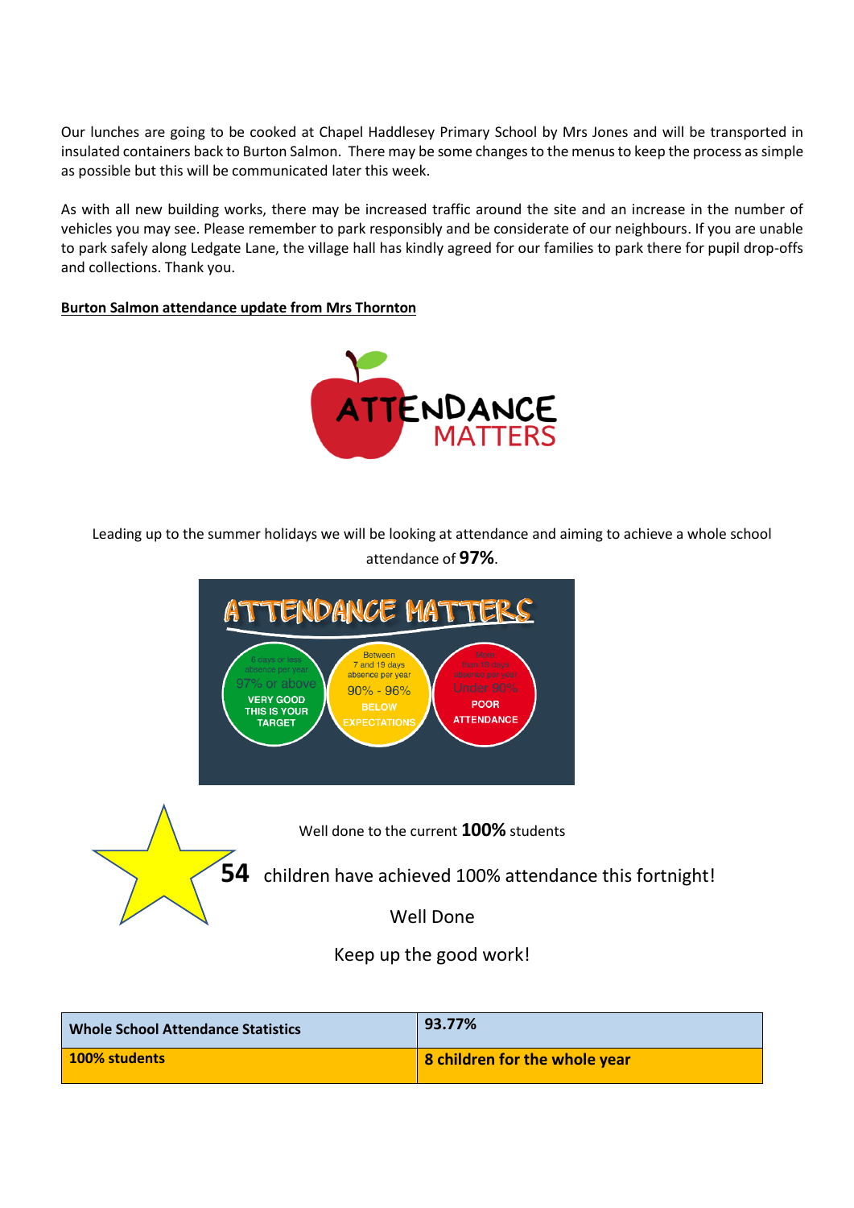Our lunches are going to be cooked at Chapel Haddlesey Primary School by Mrs Jones and will be transported in insulated containers back to Burton Salmon. There may be some changes to the menus to keep the process as simple as possible but this will be communicated later this week.

As with all new building works, there may be increased traffic around the site and an increase in the number of vehicles you may see. Please remember to park responsibly and be considerate of our neighbours. If you are unable to park safely along Ledgate Lane, the village hall has kindly agreed for our families to park there for pupil drop-offs and collections. Thank you.

**Burton Salmon attendance update from Mrs Thornton**

ATTENDANCE MATTERS

Leading up to the summer holidays we will be looking at attendance and aiming to achieve a whole school attendance of **97%**.

ATTENDANCE MATTERS

- 6 days or less absence per year — 97% or above — VERY GOOD THIS IS YOUR TARGET
- Between 7 and 19 days absence per year — 90% - 96% — BELOW EXPECTATIONS
- More than 19 days absence per year — Under 90% — POOR ATTENDANCE

Well done to the current **100%** students

**54** children have achieved 100% attendance this fortnight!

Well Done

Keep up the good work!

| **Whole School Attendance Statistics** | **93.77%** |
|---|---|
| **100% students** | **8 children for the whole year** |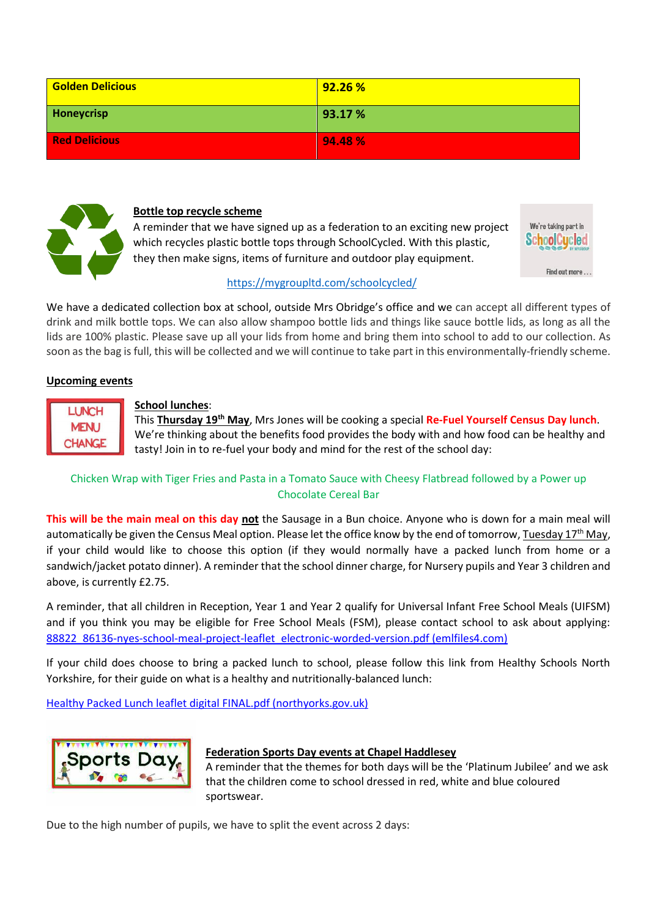| Golden Delicious | 92.26 % |
|---|---|
| Honeycrisp | 93.17 % |
| Red Delicious | 94.48 % |

**Bottle top recycle scheme**

A reminder that we have signed up as a federation to an exciting new project which recycles plastic bottle tops through SchoolCycled. With this plastic, they then make signs, items of furniture and outdoor play equipment.

https://mygroupltd.com/schoolcycled/

We have a dedicated collection box at school, outside Mrs Obridge's office and we can accept all different types of drink and milk bottle tops. We can also allow shampoo bottle lids and things like sauce bottle lids, as long as all the lids are 100% plastic. Please save up all your lids from home and bring them into school to add to our collection. As soon as the bag is full, this will be collected and we will continue to take part in this environmentally-friendly scheme.

**Upcoming events**

**School lunches**:

This **Thursday 19th May**, Mrs Jones will be cooking a special **Re-Fuel Yourself Census Day lunch**. We're thinking about the benefits food provides the body with and how food can be healthy and tasty! Join in to re-fuel your body and mind for the rest of the school day:

Chicken Wrap with Tiger Fries and Pasta in a Tomato Sauce with Cheesy Flatbread followed by a Power up Chocolate Cereal Bar

**This will be the main meal on this day** **not** the Sausage in a Bun choice. Anyone who is down for a main meal will automatically be given the Census Meal option. Please let the office know by the end of tomorrow, Tuesday 17th May, if your child would like to choose this option (if they would normally have a packed lunch from home or a sandwich/jacket potato dinner). A reminder that the school dinner charge, for Nursery pupils and Year 3 children and above, is currently £2.75.

A reminder, that all children in Reception, Year 1 and Year 2 qualify for Universal Infant Free School Meals (UIFSM) and if you think you may be eligible for Free School Meals (FSM), please contact school to ask about applying: 88822_86136-nyes-school-meal-project-leaflet_electronic-worded-version.pdf (emlfiles4.com)

If your child does choose to bring a packed lunch to school, please follow this link from Healthy Schools North Yorkshire, for their guide on what is a healthy and nutritionally-balanced lunch:

Healthy Packed Lunch leaflet digital FINAL.pdf (northyorks.gov.uk)

**Federation Sports Day events at Chapel Haddlesey**

A reminder that the themes for both days will be the 'Platinum Jubilee' and we ask that the children come to school dressed in red, white and blue coloured sportswear.

Due to the high number of pupils, we have to split the event across 2 days: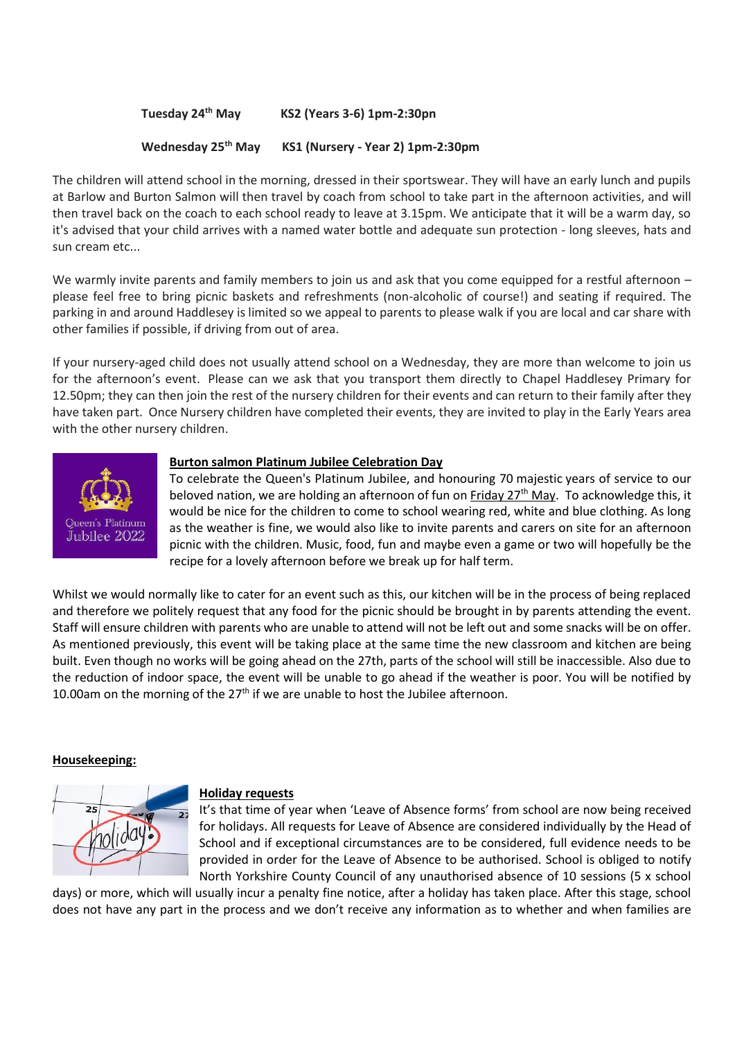**Tuesday 24th May** **KS2 (Years 3-6) 1pm-2:30pn**

**Wednesday 25th May** **KS1 (Nursery - Year 2) 1pm-2:30pm**

The children will attend school in the morning, dressed in their sportswear. They will have an early lunch and pupils at Barlow and Burton Salmon will then travel by coach from school to take part in the afternoon activities, and will then travel back on the coach to each school ready to leave at 3.15pm. We anticipate that it will be a warm day, so it's advised that your child arrives with a named water bottle and adequate sun protection - long sleeves, hats and sun cream etc...

We warmly invite parents and family members to join us and ask that you come equipped for a restful afternoon – please feel free to bring picnic baskets and refreshments (non-alcoholic of course!) and seating if required. The parking in and around Haddlesey is limited so we appeal to parents to please walk if you are local and car share with other families if possible, if driving from out of area.

If your nursery-aged child does not usually attend school on a Wednesday, they are more than welcome to join us for the afternoon's event. Please can we ask that you transport them directly to Chapel Haddlesey Primary for 12.50pm; they can then join the rest of the nursery children for their events and can return to their family after they have taken part. Once Nursery children have completed their events, they are invited to play in the Early Years area with the other nursery children.

**Burton salmon Platinum Jubilee Celebration Day**

To celebrate the Queen's Platinum Jubilee, and honouring 70 majestic years of service to our beloved nation, we are holding an afternoon of fun on Friday 27th May. To acknowledge this, it would be nice for the children to come to school wearing red, white and blue clothing. As long as the weather is fine, we would also like to invite parents and carers on site for an afternoon picnic with the children. Music, food, fun and maybe even a game or two will hopefully be the recipe for a lovely afternoon before we break up for half term.

Whilst we would normally like to cater for an event such as this, our kitchen will be in the process of being replaced and therefore we politely request that any food for the picnic should be brought in by parents attending the event. Staff will ensure children with parents who are unable to attend will not be left out and some snacks will be on offer. As mentioned previously, this event will be taking place at the same time the new classroom and kitchen are being built. Even though no works will be going ahead on the 27th, parts of the school will still be inaccessible. Also due to the reduction of indoor space, the event will be unable to go ahead if the weather is poor. You will be notified by 10.00am on the morning of the 27th if we are unable to host the Jubilee afternoon.

**Housekeeping:**

**Holiday requests**

It's that time of year when 'Leave of Absence forms' from school are now being received for holidays. All requests for Leave of Absence are considered individually by the Head of School and if exceptional circumstances are to be considered, full evidence needs to be provided in order for the Leave of Absence to be authorised. School is obliged to notify North Yorkshire County Council of any unauthorised absence of 10 sessions (5 x school days) or more, which will usually incur a penalty fine notice, after a holiday has taken place. After this stage, school does not have any part in the process and we don't receive any information as to whether and when families are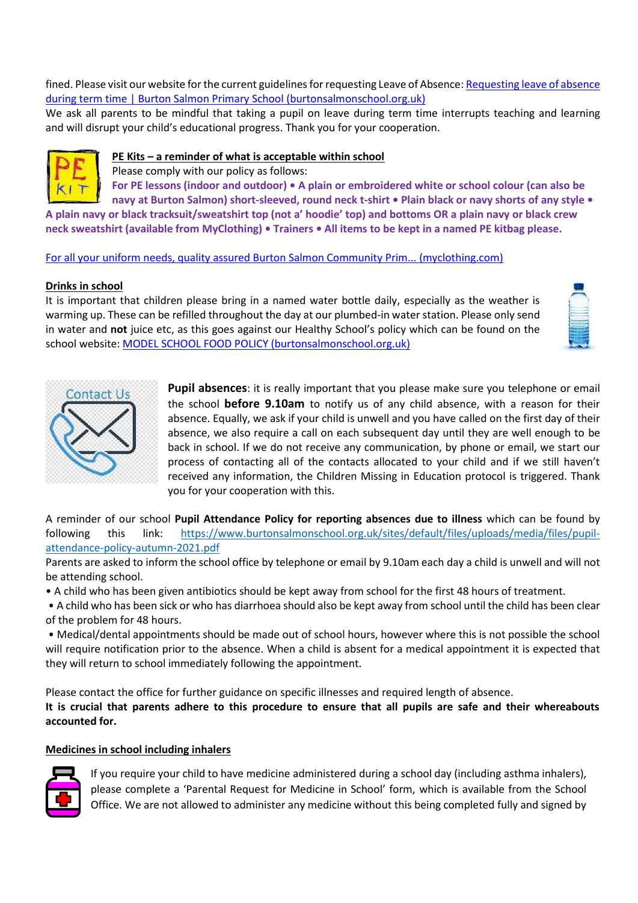fined. Please visit our website for the current guidelines for requesting Leave of Absence: [Requesting leave of absence during term time | Burton Salmon Primary School (burtonsalmonschool.org.uk)](burtonsalmonschool.org.uk)

We ask all parents to be mindful that taking a pupil on leave during term time interrupts teaching and learning and will disrupt your child's educational progress. Thank you for your cooperation.

**PE Kits – a reminder of what is acceptable within school**

Please comply with our policy as follows:

**For PE lessons (indoor and outdoor) • A plain or embroidered white or school colour (can also be navy at Burton Salmon) short-sleeved, round neck t-shirt • Plain black or navy shorts of any style • A plain navy or black tracksuit/sweatshirt top (not a' hoodie' top) and bottoms OR a plain navy or black crew neck sweatshirt (available from MyClothing) • Trainers • All items to be kept in a named PE kitbag please.**

[For all your uniform needs, quality assured Burton Salmon Community Prim... (myclothing.com)](myclothing.com)

**Drinks in school**

It is important that children please bring in a named water bottle daily, especially as the weather is warming up. These can be refilled throughout the day at our plumbed-in water station. Please only send in water and **not** juice etc, as this goes against our Healthy School's policy which can be found on the school website: [MODEL SCHOOL FOOD POLICY (burtonsalmonschool.org.uk)](burtonsalmonschool.org.uk)

**Pupil absences**: it is really important that you please make sure you telephone or email the school **before 9.10am** to notify us of any child absence, with a reason for their absence. Equally, we ask if your child is unwell and you have called on the first day of their absence, we also require a call on each subsequent day until they are well enough to be back in school. If we do not receive any communication, by phone or email, we start our process of contacting all of the contacts allocated to your child and if we still haven't received any information, the Children Missing in Education protocol is triggered. Thank you for your cooperation with this.

A reminder of our school **Pupil Attendance Policy for reporting absences due to illness** which can be found by following this link: https://www.burtonsalmonschool.org.uk/sites/default/files/uploads/media/files/pupil-attendance-policy-autumn-2021.pdf

Parents are asked to inform the school office by telephone or email by 9.10am each day a child is unwell and will not be attending school.

- A child who has been given antibiotics should be kept away from school for the first 48 hours of treatment.
- A child who has been sick or who has diarrhoea should also be kept away from school until the child has been clear of the problem for 48 hours.
- Medical/dental appointments should be made out of school hours, however where this is not possible the school will require notification prior to the absence. When a child is absent for a medical appointment it is expected that they will return to school immediately following the appointment.

Please contact the office for further guidance on specific illnesses and required length of absence.

**It is crucial that parents adhere to this procedure to ensure that all pupils are safe and their whereabouts accounted for.**

**Medicines in school including inhalers**

If you require your child to have medicine administered during a school day (including asthma inhalers), please complete a 'Parental Request for Medicine in School' form, which is available from the School Office. We are not allowed to administer any medicine without this being completed fully and signed by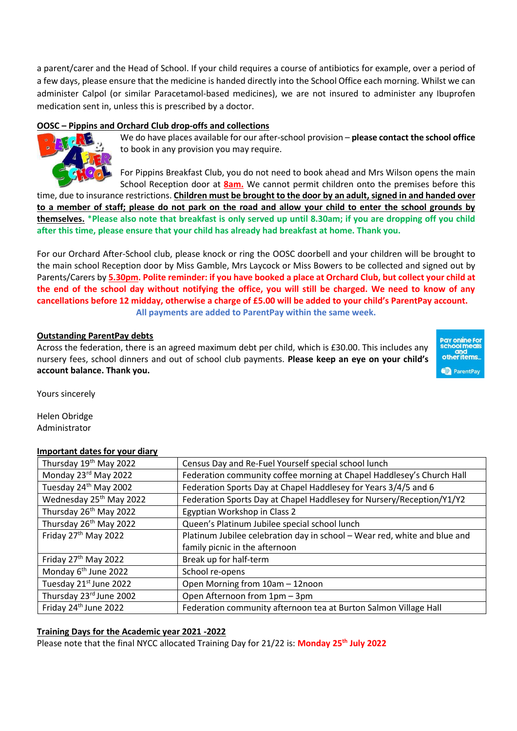a parent/carer and the Head of School. If your child requires a course of antibiotics for example, over a period of a few days, please ensure that the medicine is handed directly into the School Office each morning. Whilst we can administer Calpol (or similar Paracetamol-based medicines), we are not insured to administer any Ibuprofen medication sent in, unless this is prescribed by a doctor.

**OOSC – Pippins and Orchard Club drop-offs and collections**

We do have places available for our after-school provision – **please contact the school office** to book in any provision you may require.

For Pippins Breakfast Club, you do not need to book ahead and Mrs Wilson opens the main School Reception door at **8am.** We cannot permit children onto the premises before this time, due to insurance restrictions. **Children must be brought to the door by an adult, signed in and handed over to a member of staff; please do not park on the road and allow your child to enter the school grounds by themselves.** ***Please also note that breakfast is only served up until 8.30am; if you are dropping off you child after this time, please ensure that your child has already had breakfast at home. Thank you.**

For our Orchard After-School club, please knock or ring the OOSC doorbell and your children will be brought to the main school Reception door by Miss Gamble, Mrs Laycock or Miss Bowers to be collected and signed out by Parents/Carers by **5.30pm. Polite reminder: if you have booked a place at Orchard Club, but collect your child at the end of the school day without notifying the office, you will still be charged. We need to know of any cancellations before 12 midday, otherwise a charge of £5.00 will be added to your child's ParentPay account.**

**All payments are added to ParentPay within the same week.**

**Outstanding ParentPay debts**

Across the federation, there is an agreed maximum debt per child, which is £30.00. This includes any nursery fees, school dinners and out of school club payments. **Please keep an eye on your child's account balance. Thank you.**

Yours sincerely

Helen Obridge
Administrator

**Important dates for your diary**

| Date | Event |
|---|---|
| Thursday 19th May 2022 | Census Day and Re-Fuel Yourself special school lunch |
| Monday 23rd May 2022 | Federation community coffee morning at Chapel Haddlesey's Church Hall |
| Tuesday 24th May 2002 | Federation Sports Day at Chapel Haddlesey for Years 3/4/5 and 6 |
| Wednesday 25th May 2022 | Federation Sports Day at Chapel Haddlesey for Nursery/Reception/Y1/Y2 |
| Thursday 26th May 2022 | Egyptian Workshop in Class 2 |
| Thursday 26th May 2022 | Queen's Platinum Jubilee special school lunch |
| Friday 27th May 2022 | Platinum Jubilee celebration day in school – Wear red, white and blue and family picnic in the afternoon |
| Friday 27th May 2022 | Break up for half-term |
| Monday 6th June 2022 | School re-opens |
| Tuesday 21st June 2022 | Open Morning from 10am – 12noon |
| Thursday 23rd June 2002 | Open Afternoon from 1pm – 3pm |
| Friday 24th June 2022 | Federation community afternoon tea at Burton Salmon Village Hall |

**Training Days for the Academic year 2021 -2022**

Please note that the final NYCC allocated Training Day for 21/22 is: **Monday 25th July 2022**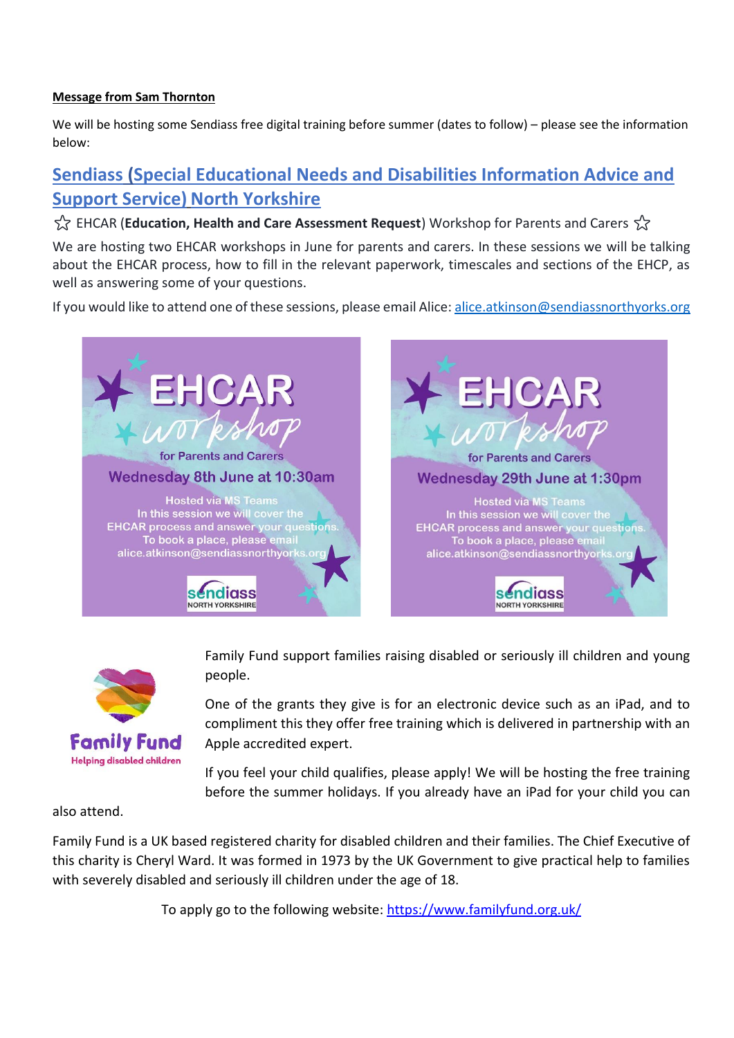**Message from Sam Thornton**

We will be hosting some Sendiass free digital training before summer (dates to follow) – please see the information below:

## [Sendiass (Special Educational Needs and Disabilities Information Advice and Support Service) North Yorkshire]()

☆ EHCAR (**Education, Health and Care Assessment Request**) Workshop for Parents and Carers ☆

We are hosting two EHCAR workshops in June for parents and carers. In these sessions we will be talking about the EHCAR process, how to fill in the relevant paperwork, timescales and sections of the EHCP, as well as answering some of your questions.

If you would like to attend one of these sessions, please email Alice: alice.atkinson@sendiassnorthyorks.org

**EHCAR workshop**
for Parents and Carers
Wednesday 8th June at 10:30am
Hosted via MS Teams
In this session we will cover the EHCAR process and answer your questions.
To book a place, please email alice.atkinson@sendiassnorthyorks.org
sendiass NORTH YORKSHIRE

**EHCAR workshop**
for Parents and Carers
Wednesday 29th June at 1:30pm
Hosted via MS Teams
In this session we will cover the EHCAR process and answer your questions.
To book a place, please email alice.atkinson@sendiassnorthyorks.org
sendiass NORTH YORKSHIRE

**Family Fund**
Helping disabled children

Family Fund support families raising disabled or seriously ill children and young people.

One of the grants they give is for an electronic device such as an iPad, and to compliment this they offer free training which is delivered in partnership with an Apple accredited expert.

If you feel your child qualifies, please apply! We will be hosting the free training before the summer holidays. If you already have an iPad for your child you can also attend.

Family Fund is a UK based registered charity for disabled children and their families. The Chief Executive of this charity is Cheryl Ward. It was formed in 1973 by the UK Government to give practical help to families with severely disabled and seriously ill children under the age of 18.

To apply go to the following website: https://www.familyfund.org.uk/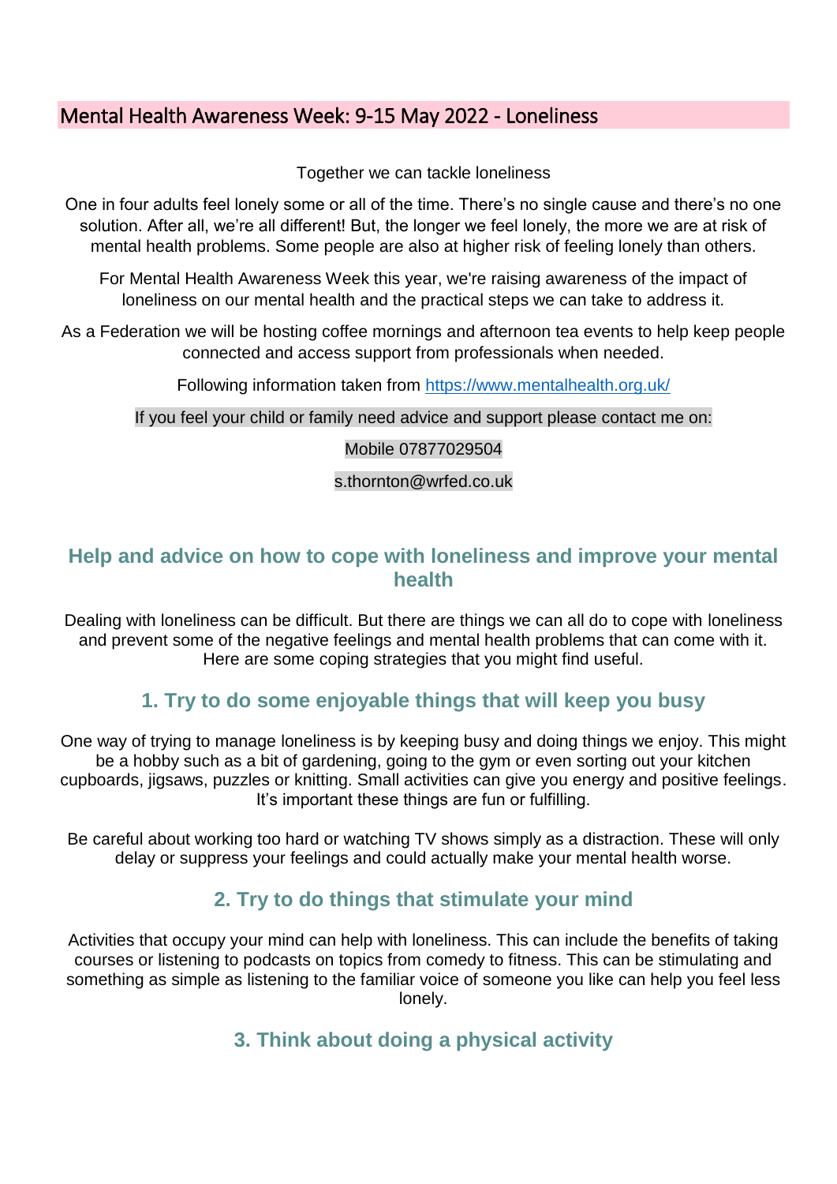## Mental Health Awareness Week: 9-15 May 2022 - Loneliness

Together we can tackle loneliness

One in four adults feel lonely some or all of the time. There's no single cause and there's no one solution. After all, we're all different! But, the longer we feel lonely, the more we are at risk of mental health problems. Some people are also at higher risk of feeling lonely than others.

For Mental Health Awareness Week this year, we're raising awareness of the impact of loneliness on our mental health and the practical steps we can take to address it.

As a Federation we will be hosting coffee mornings and afternoon tea events to help keep people connected and access support from professionals when needed.

Following information taken from https://www.mentalhealth.org.uk/

If you feel your child or family need advice and support please contact me on:

Mobile 07877029504

s.thornton@wrfed.co.uk

## Help and advice on how to cope with loneliness and improve your mental health

Dealing with loneliness can be difficult. But there are things we can all do to cope with loneliness and prevent some of the negative feelings and mental health problems that can come with it. Here are some coping strategies that you might find useful.

### 1. Try to do some enjoyable things that will keep you busy

One way of trying to manage loneliness is by keeping busy and doing things we enjoy. This might be a hobby such as a bit of gardening, going to the gym or even sorting out your kitchen cupboards, jigsaws, puzzles or knitting. Small activities can give you energy and positive feelings. It's important these things are fun or fulfilling.

Be careful about working too hard or watching TV shows simply as a distraction. These will only delay or suppress your feelings and could actually make your mental health worse.

### 2. Try to do things that stimulate your mind

Activities that occupy your mind can help with loneliness. This can include the benefits of taking courses or listening to podcasts on topics from comedy to fitness. This can be stimulating and something as simple as listening to the familiar voice of someone you like can help you feel less lonely.

### 3. Think about doing a physical activity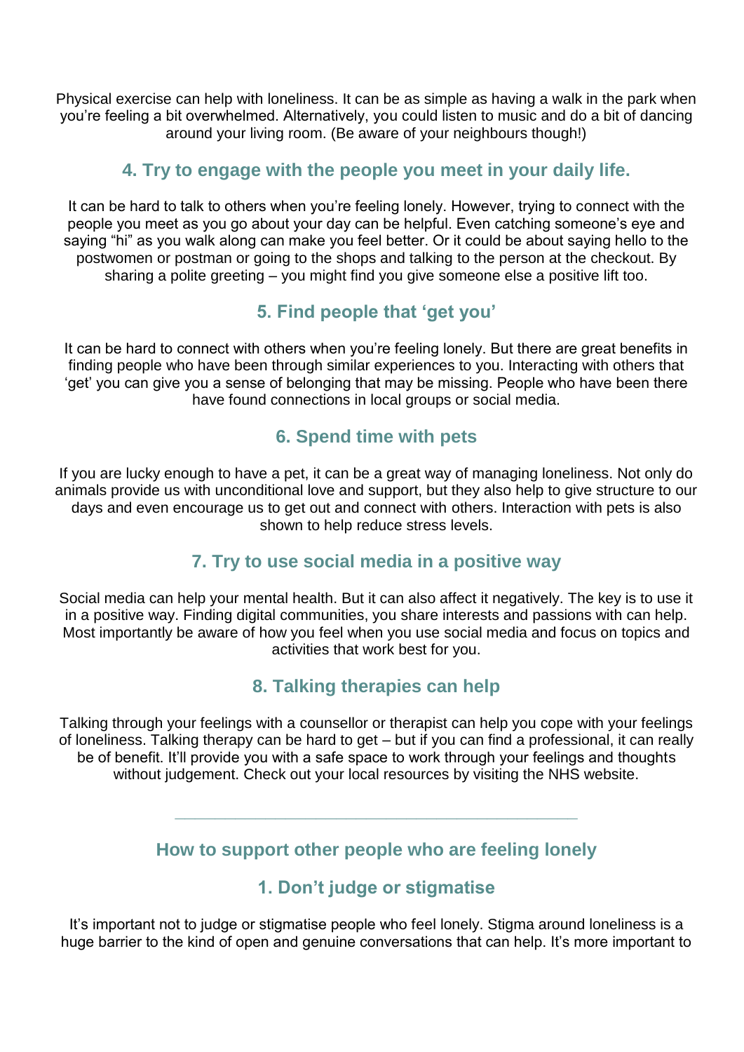Physical exercise can help with loneliness. It can be as simple as having a walk in the park when you're feeling a bit overwhelmed. Alternatively, you could listen to music and do a bit of dancing around your living room. (Be aware of your neighbours though!)

### 4. Try to engage with the people you meet in your daily life.

It can be hard to talk to others when you're feeling lonely. However, trying to connect with the people you meet as you go about your day can be helpful. Even catching someone's eye and saying "hi" as you walk along can make you feel better. Or it could be about saying hello to the postwomen or postman or going to the shops and talking to the person at the checkout. By sharing a polite greeting – you might find you give someone else a positive lift too.

### 5. Find people that 'get you'

It can be hard to connect with others when you're feeling lonely. But there are great benefits in finding people who have been through similar experiences to you. Interacting with others that 'get' you can give you a sense of belonging that may be missing. People who have been there have found connections in local groups or social media.

### 6. Spend time with pets

If you are lucky enough to have a pet, it can be a great way of managing loneliness. Not only do animals provide us with unconditional love and support, but they also help to give structure to our days and even encourage us to get out and connect with others. Interaction with pets is also shown to help reduce stress levels.

### 7. Try to use social media in a positive way

Social media can help your mental health. But it can also affect it negatively. The key is to use it in a positive way. Finding digital communities, you share interests and passions with can help. Most importantly be aware of how you feel when you use social media and focus on topics and activities that work best for you.

### 8. Talking therapies can help

Talking through your feelings with a counsellor or therapist can help you cope with your feelings of loneliness. Talking therapy can be hard to get – but if you can find a professional, it can really be of benefit. It'll provide you with a safe space to work through your feelings and thoughts without judgement. Check out your local resources by visiting the NHS website.

---

## How to support other people who are feeling lonely

### 1. Don't judge or stigmatise

It's important not to judge or stigmatise people who feel lonely. Stigma around loneliness is a huge barrier to the kind of open and genuine conversations that can help. It's more important to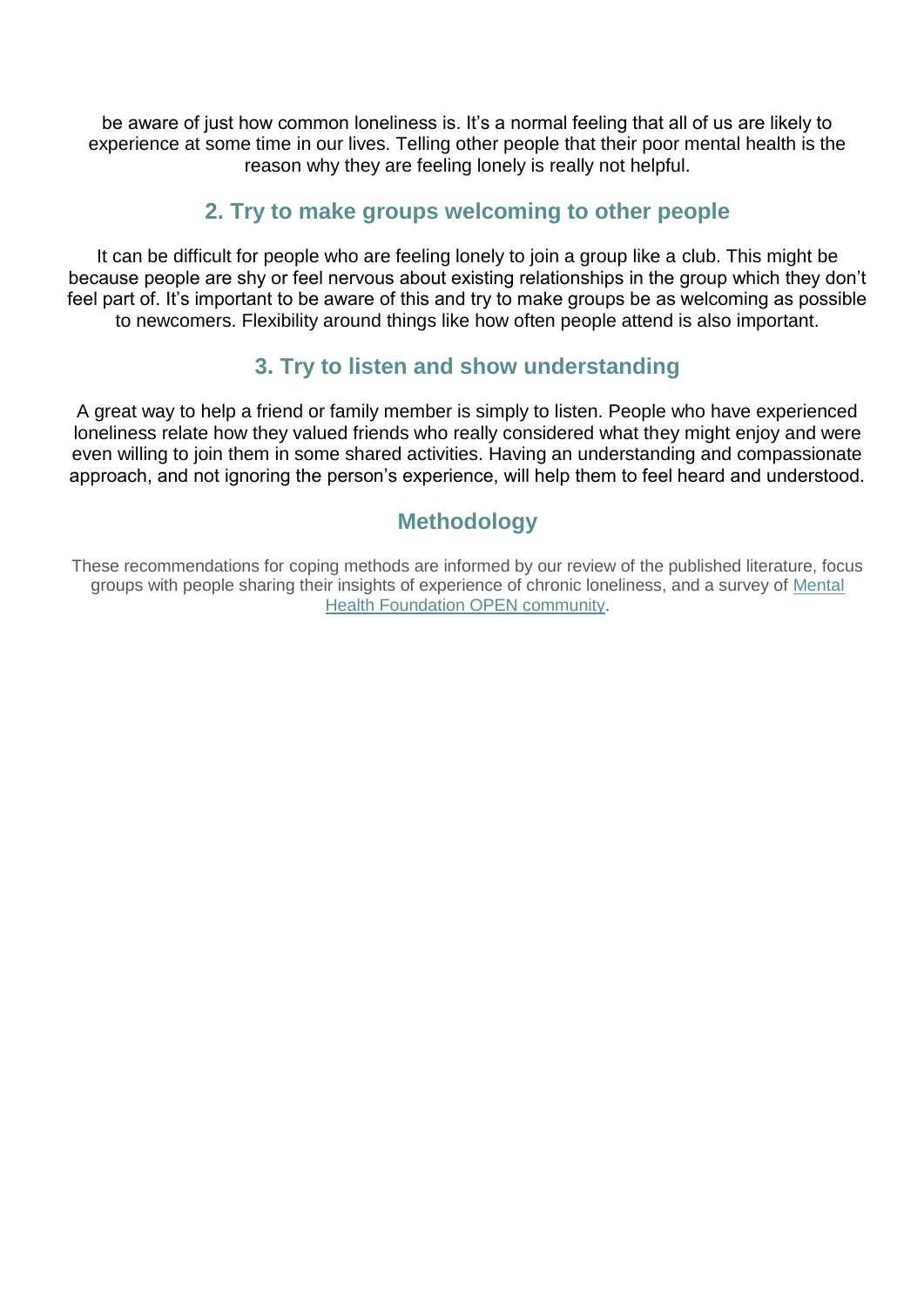be aware of just how common loneliness is. It's a normal feeling that all of us are likely to experience at some time in our lives. Telling other people that their poor mental health is the reason why they are feeling lonely is really not helpful.

## 2. Try to make groups welcoming to other people

It can be difficult for people who are feeling lonely to join a group like a club. This might be because people are shy or feel nervous about existing relationships in the group which they don't feel part of. It's important to be aware of this and try to make groups be as welcoming as possible to newcomers. Flexibility around things like how often people attend is also important.

## 3. Try to listen and show understanding

A great way to help a friend or family member is simply to listen. People who have experienced loneliness relate how they valued friends who really considered what they might enjoy and were even willing to join them in some shared activities. Having an understanding and compassionate approach, and not ignoring the person's experience, will help them to feel heard and understood.

## Methodology

These recommendations for coping methods are informed by our review of the published literature, focus groups with people sharing their insights of experience of chronic loneliness, and a survey of Mental Health Foundation OPEN community.